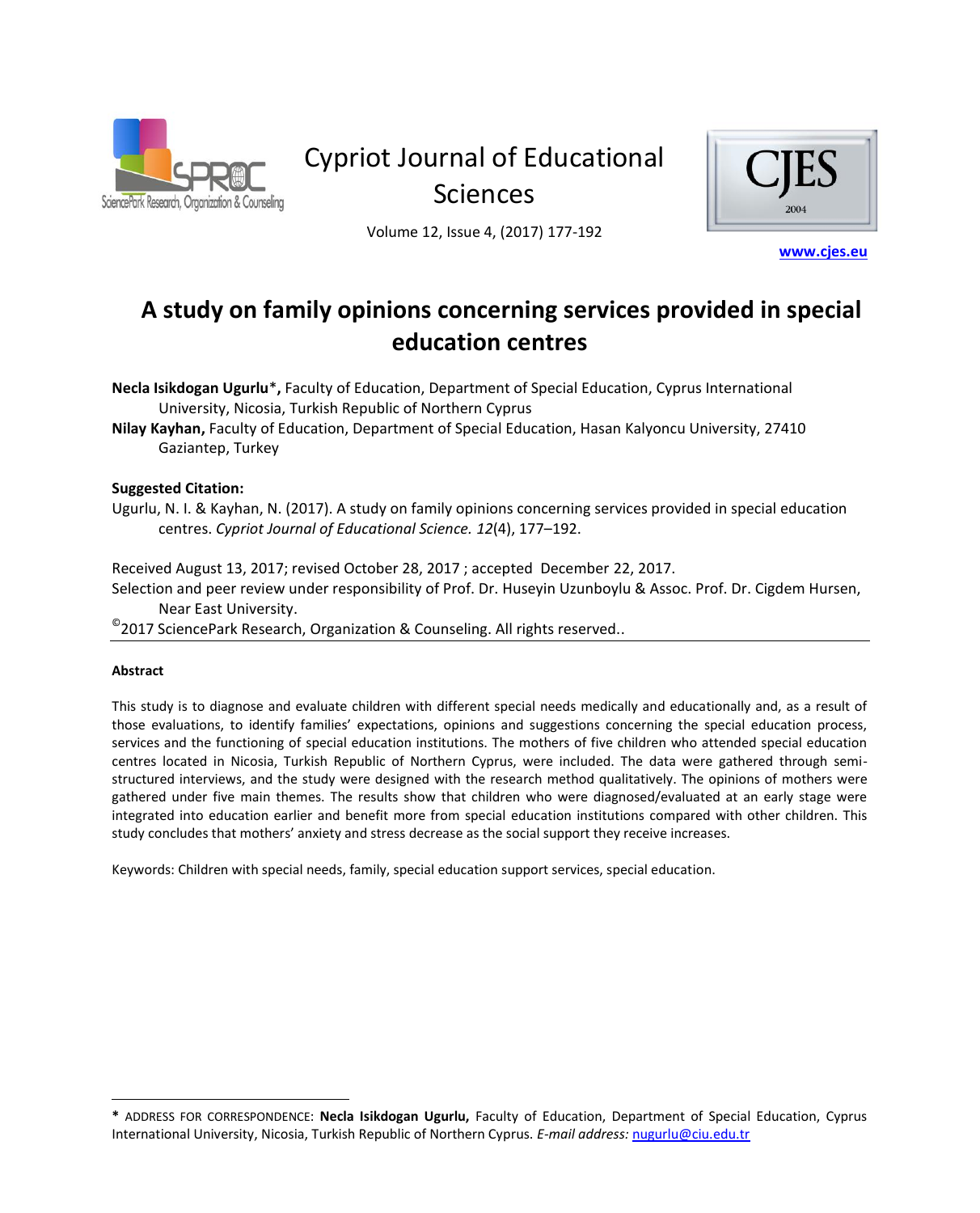Cypriot Journal of Educational Sciences

Volume 12, Issue 4, (2017) 177-192

www.cjes.eu

# A study on family opinions concerning services provided in special education centres

**Necla Isikdogan Ugurlu*,** Faculty of Education, Department of Special Education, Cyprus International University, Nicosia, Turkish Republic of Northern Cyprus

**Nilay Kayhan,** Faculty of Education, Department of Special Education, Hasan Kalyoncu University, 27410 Gaziantep, Turkey

**Suggested Citation:**

Ugurlu, N. I. & Kayhan, N. (2017). A study on family opinions concerning services provided in special education centres. *Cypriot Journal of Educational Science. 12*(4), 177–192.

Received August 13, 2017; revised October 28, 2017 ; accepted December 22, 2017.

Selection and peer review under responsibility of Prof. Dr. Huseyin Uzunboylu & Assoc. Prof. Dr. Cigdem Hursen, Near East University.

©2017 SciencePark Research, Organization & Counseling. All rights reserved..

**Abstract**

This study is to diagnose and evaluate children with different special needs medically and educationally and, as a result of those evaluations, to identify families' expectations, opinions and suggestions concerning the special education process, services and the functioning of special education institutions. The mothers of five children who attended special education centres located in Nicosia, Turkish Republic of Northern Cyprus, were included. The data were gathered through semi-structured interviews, and the study were designed with the research method qualitatively. The opinions of mothers were gathered under five main themes. The results show that children who were diagnosed/evaluated at an early stage were integrated into education earlier and benefit more from special education institutions compared with other children. This study concludes that mothers' anxiety and stress decrease as the social support they receive increases.

Keywords: Children with special needs, family, special education support services, special education.

---

* ADDRESS FOR CORRESPONDENCE: **Necla Isikdogan Ugurlu,** Faculty of Education, Department of Special Education, Cyprus International University, Nicosia, Turkish Republic of Northern Cyprus. *E-mail address:* nugurlu@ciu.edu.tr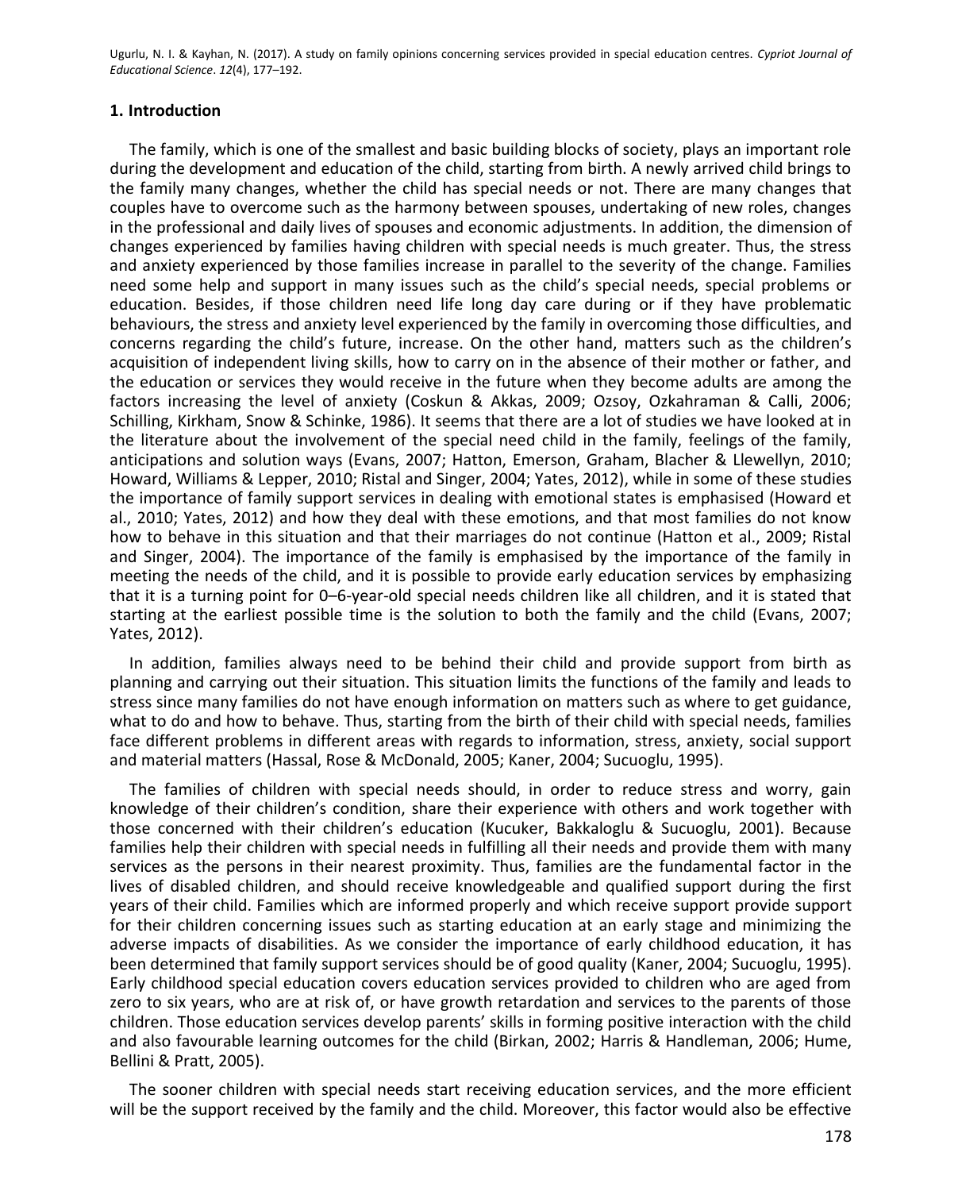## 1. Introduction

The family, which is one of the smallest and basic building blocks of society, plays an important role during the development and education of the child, starting from birth. A newly arrived child brings to the family many changes, whether the child has special needs or not. There are many changes that couples have to overcome such as the harmony between spouses, undertaking of new roles, changes in the professional and daily lives of spouses and economic adjustments. In addition, the dimension of changes experienced by families having children with special needs is much greater. Thus, the stress and anxiety experienced by those families increase in parallel to the severity of the change. Families need some help and support in many issues such as the child's special needs, special problems or education. Besides, if those children need life long day care during or if they have problematic behaviours, the stress and anxiety level experienced by the family in overcoming those difficulties, and concerns regarding the child's future, increase. On the other hand, matters such as the children's acquisition of independent living skills, how to carry on in the absence of their mother or father, and the education or services they would receive in the future when they become adults are among the factors increasing the level of anxiety (Coskun & Akkas, 2009; Ozsoy, Ozkahraman & Calli, 2006; Schilling, Kirkham, Snow & Schinke, 1986). It seems that there are a lot of studies we have looked at in the literature about the involvement of the special need child in the family, feelings of the family, anticipations and solution ways (Evans, 2007; Hatton, Emerson, Graham, Blacher & Llewellyn, 2010; Howard, Williams & Lepper, 2010; Ristal and Singer, 2004; Yates, 2012), while in some of these studies the importance of family support services in dealing with emotional states is emphasised (Howard et al., 2010; Yates, 2012) and how they deal with these emotions, and that most families do not know how to behave in this situation and that their marriages do not continue (Hatton et al., 2009; Ristal and Singer, 2004). The importance of the family is emphasised by the importance of the family in meeting the needs of the child, and it is possible to provide early education services by emphasizing that it is a turning point for 0–6-year-old special needs children like all children, and it is stated that starting at the earliest possible time is the solution to both the family and the child (Evans, 2007; Yates, 2012).

In addition, families always need to be behind their child and provide support from birth as planning and carrying out their situation. This situation limits the functions of the family and leads to stress since many families do not have enough information on matters such as where to get guidance, what to do and how to behave. Thus, starting from the birth of their child with special needs, families face different problems in different areas with regards to information, stress, anxiety, social support and material matters (Hassal, Rose & McDonald, 2005; Kaner, 2004; Sucuoglu, 1995).

The families of children with special needs should, in order to reduce stress and worry, gain knowledge of their children's condition, share their experience with others and work together with those concerned with their children's education (Kucuker, Bakkaloglu & Sucuoglu, 2001). Because families help their children with special needs in fulfilling all their needs and provide them with many services as the persons in their nearest proximity. Thus, families are the fundamental factor in the lives of disabled children, and should receive knowledgeable and qualified support during the first years of their child. Families which are informed properly and which receive support provide support for their children concerning issues such as starting education at an early stage and minimizing the adverse impacts of disabilities. As we consider the importance of early childhood education, it has been determined that family support services should be of good quality (Kaner, 2004; Sucuoglu, 1995). Early childhood special education covers education services provided to children who are aged from zero to six years, who are at risk of, or have growth retardation and services to the parents of those children. Those education services develop parents' skills in forming positive interaction with the child and also favourable learning outcomes for the child (Birkan, 2002; Harris & Handleman, 2006; Hume, Bellini & Pratt, 2005).

The sooner children with special needs start receiving education services, and the more efficient will be the support received by the family and the child. Moreover, this factor would also be effective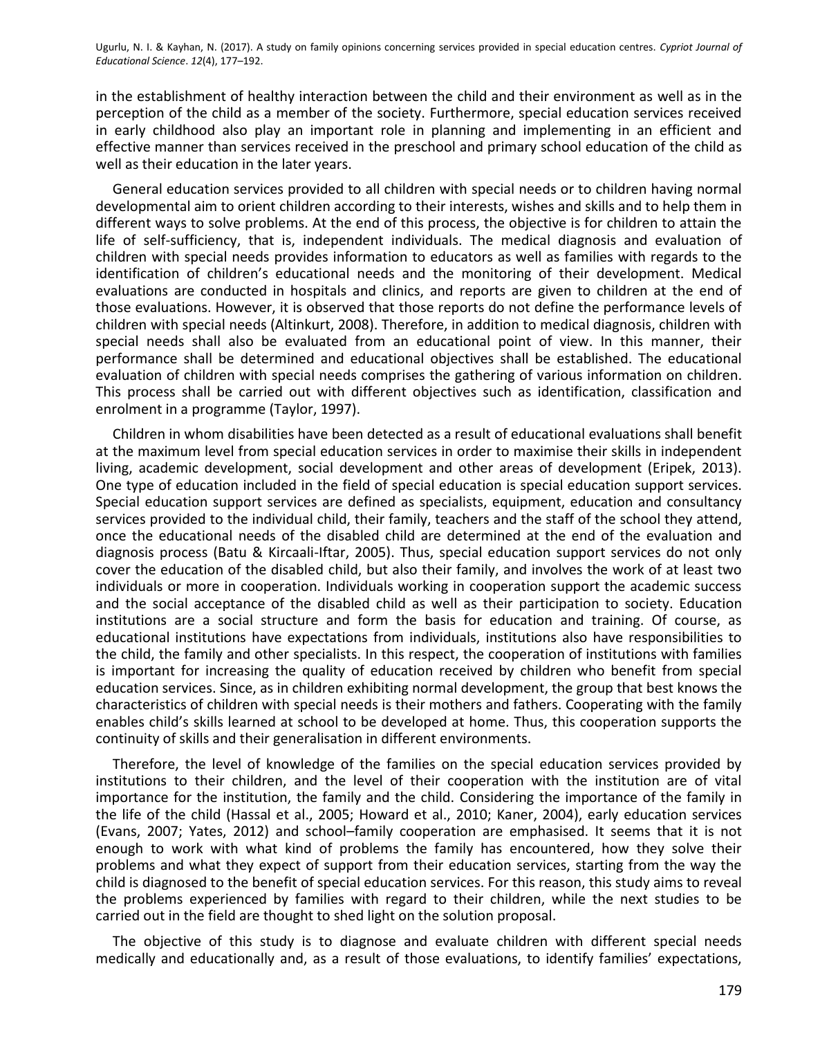in the establishment of healthy interaction between the child and their environment as well as in the perception of the child as a member of the society. Furthermore, special education services received in early childhood also play an important role in planning and implementing in an efficient and effective manner than services received in the preschool and primary school education of the child as well as their education in the later years.

General education services provided to all children with special needs or to children having normal developmental aim to orient children according to their interests, wishes and skills and to help them in different ways to solve problems. At the end of this process, the objective is for children to attain the life of self-sufficiency, that is, independent individuals. The medical diagnosis and evaluation of children with special needs provides information to educators as well as families with regards to the identification of children's educational needs and the monitoring of their development. Medical evaluations are conducted in hospitals and clinics, and reports are given to children at the end of those evaluations. However, it is observed that those reports do not define the performance levels of children with special needs (Altinkurt, 2008). Therefore, in addition to medical diagnosis, children with special needs shall also be evaluated from an educational point of view. In this manner, their performance shall be determined and educational objectives shall be established. The educational evaluation of children with special needs comprises the gathering of various information on children. This process shall be carried out with different objectives such as identification, classification and enrolment in a programme (Taylor, 1997).

Children in whom disabilities have been detected as a result of educational evaluations shall benefit at the maximum level from special education services in order to maximise their skills in independent living, academic development, social development and other areas of development (Eripek, 2013). One type of education included in the field of special education is special education support services. Special education support services are defined as specialists, equipment, education and consultancy services provided to the individual child, their family, teachers and the staff of the school they attend, once the educational needs of the disabled child are determined at the end of the evaluation and diagnosis process (Batu & Kircaali-Iftar, 2005). Thus, special education support services do not only cover the education of the disabled child, but also their family, and involves the work of at least two individuals or more in cooperation. Individuals working in cooperation support the academic success and the social acceptance of the disabled child as well as their participation to society. Education institutions are a social structure and form the basis for education and training. Of course, as educational institutions have expectations from individuals, institutions also have responsibilities to the child, the family and other specialists. In this respect, the cooperation of institutions with families is important for increasing the quality of education received by children who benefit from special education services. Since, as in children exhibiting normal development, the group that best knows the characteristics of children with special needs is their mothers and fathers. Cooperating with the family enables child's skills learned at school to be developed at home. Thus, this cooperation supports the continuity of skills and their generalisation in different environments.

Therefore, the level of knowledge of the families on the special education services provided by institutions to their children, and the level of their cooperation with the institution are of vital importance for the institution, the family and the child. Considering the importance of the family in the life of the child (Hassal et al., 2005; Howard et al., 2010; Kaner, 2004), early education services (Evans, 2007; Yates, 2012) and school–family cooperation are emphasised. It seems that it is not enough to work with what kind of problems the family has encountered, how they solve their problems and what they expect of support from their education services, starting from the way the child is diagnosed to the benefit of special education services. For this reason, this study aims to reveal the problems experienced by families with regard to their children, while the next studies to be carried out in the field are thought to shed light on the solution proposal.

The objective of this study is to diagnose and evaluate children with different special needs medically and educationally and, as a result of those evaluations, to identify families' expectations,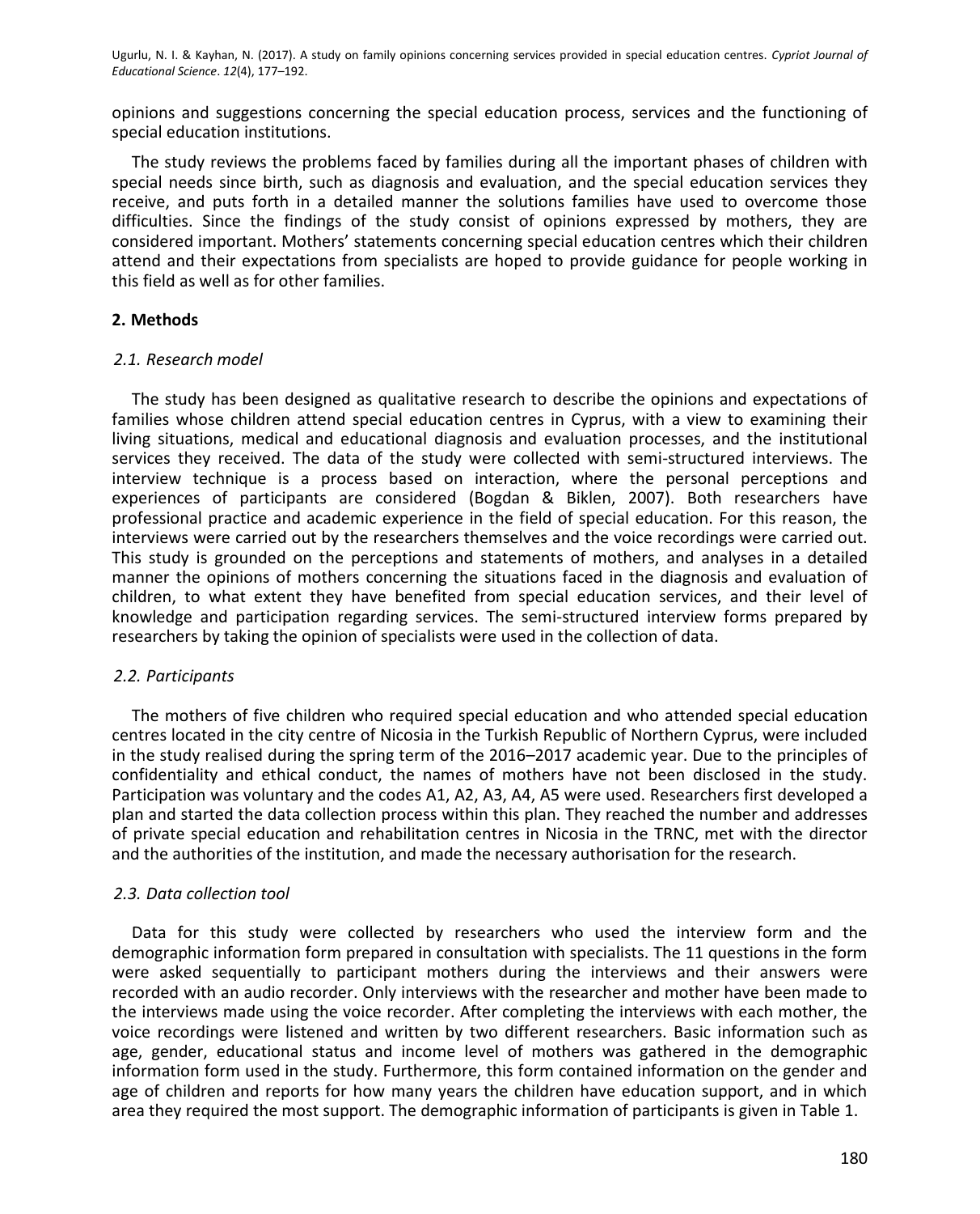opinions and suggestions concerning the special education process, services and the functioning of special education institutions.

The study reviews the problems faced by families during all the important phases of children with special needs since birth, such as diagnosis and evaluation, and the special education services they receive, and puts forth in a detailed manner the solutions families have used to overcome those difficulties. Since the findings of the study consist of opinions expressed by mothers, they are considered important. Mothers' statements concerning special education centres which their children attend and their expectations from specialists are hoped to provide guidance for people working in this field as well as for other families.

## 2. Methods

### *2.1. Research model*

The study has been designed as qualitative research to describe the opinions and expectations of families whose children attend special education centres in Cyprus, with a view to examining their living situations, medical and educational diagnosis and evaluation processes, and the institutional services they received. The data of the study were collected with semi-structured interviews. The interview technique is a process based on interaction, where the personal perceptions and experiences of participants are considered (Bogdan & Biklen, 2007). Both researchers have professional practice and academic experience in the field of special education. For this reason, the interviews were carried out by the researchers themselves and the voice recordings were carried out. This study is grounded on the perceptions and statements of mothers, and analyses in a detailed manner the opinions of mothers concerning the situations faced in the diagnosis and evaluation of children, to what extent they have benefited from special education services, and their level of knowledge and participation regarding services. The semi-structured interview forms prepared by researchers by taking the opinion of specialists were used in the collection of data.

### *2.2. Participants*

The mothers of five children who required special education and who attended special education centres located in the city centre of Nicosia in the Turkish Republic of Northern Cyprus, were included in the study realised during the spring term of the 2016–2017 academic year. Due to the principles of confidentiality and ethical conduct, the names of mothers have not been disclosed in the study. Participation was voluntary and the codes A1, A2, A3, A4, A5 were used. Researchers first developed a plan and started the data collection process within this plan. They reached the number and addresses of private special education and rehabilitation centres in Nicosia in the TRNC, met with the director and the authorities of the institution, and made the necessary authorisation for the research.

### *2.3. Data collection tool*

Data for this study were collected by researchers who used the interview form and the demographic information form prepared in consultation with specialists. The 11 questions in the form were asked sequentially to participant mothers during the interviews and their answers were recorded with an audio recorder. Only interviews with the researcher and mother have been made to the interviews made using the voice recorder. After completing the interviews with each mother, the voice recordings were listened and written by two different researchers. Basic information such as age, gender, educational status and income level of mothers was gathered in the demographic information form used in the study. Furthermore, this form contained information on the gender and age of children and reports for how many years the children have education support, and in which area they required the most support. The demographic information of participants is given in Table 1.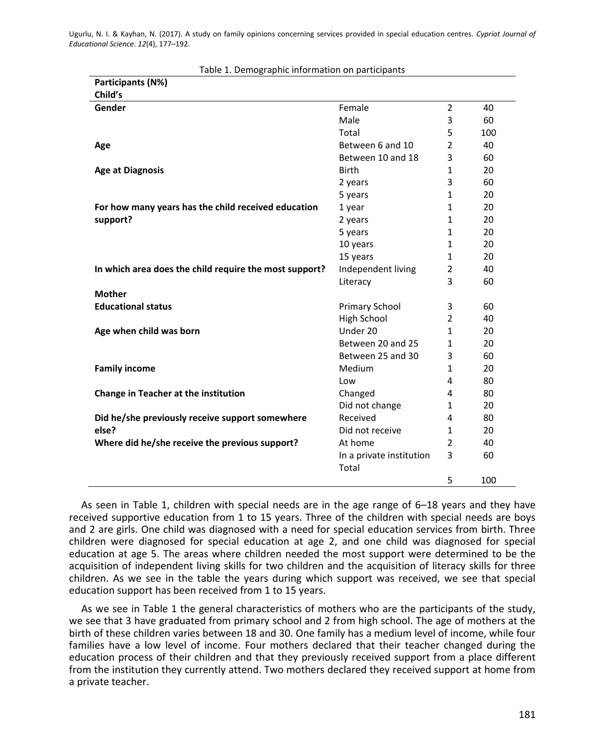Table 1. Demographic information on participants

| Participants (N%) | | | |
|---|---|---|---|
| **Child's** | | | |
| **Gender** | Female | 2 | 40 |
| | Male | 3 | 60 |
| | Total | 5 | 100 |
| **Age** | Between 6 and 10 | 2 | 40 |
| | Between 10 and 18 | 3 | 60 |
| **Age at Diagnosis** | Birth | 1 | 20 |
| | 2 years | 3 | 60 |
| | 5 years | 1 | 20 |
| **For how many years has the child received education support?** | 1 year | 1 | 20 |
| | 2 years | 1 | 20 |
| | 5 years | 1 | 20 |
| | 10 years | 1 | 20 |
| | 15 years | 1 | 20 |
| **In which area does the child require the most support?** | Independent living | 2 | 40 |
| | Literacy | 3 | 60 |
| **Mother** | | | |
| **Educational status** | Primary School | 3 | 60 |
| | High School | 2 | 40 |
| **Age when child was born** | Under 20 | 1 | 20 |
| | Between 20 and 25 | 1 | 20 |
| | Between 25 and 30 | 3 | 60 |
| **Family income** | Medium | 1 | 20 |
| | Low | 4 | 80 |
| **Change in Teacher at the institution** | Changed | 4 | 80 |
| | Did not change | 1 | 20 |
| **Did he/she previously receive support somewhere else?** | Received | 4 | 80 |
| | Did not receive | 1 | 20 |
| **Where did he/she receive the previous support?** | At home | 2 | 40 |
| | In a private institution | 3 | 60 |
| | Total | 5 | 100 |

As seen in Table 1, children with special needs are in the age range of 6–18 years and they have received supportive education from 1 to 15 years. Three of the children with special needs are boys and 2 are girls. One child was diagnosed with a need for special education services from birth. Three children were diagnosed for special education at age 2, and one child was diagnosed for special education at age 5. The areas where children needed the most support were determined to be the acquisition of independent living skills for two children and the acquisition of literacy skills for three children. As we see in the table the years during which support was received, we see that special education support has been received from 1 to 15 years.

As we see in Table 1 the general characteristics of mothers who are the participants of the study, we see that 3 have graduated from primary school and 2 from high school. The age of mothers at the birth of these children varies between 18 and 30. One family has a medium level of income, while four families have a low level of income. Four mothers declared that their teacher changed during the education process of their children and that they previously received support from a place different from the institution they currently attend. Two mothers declared they received support at home from a private teacher.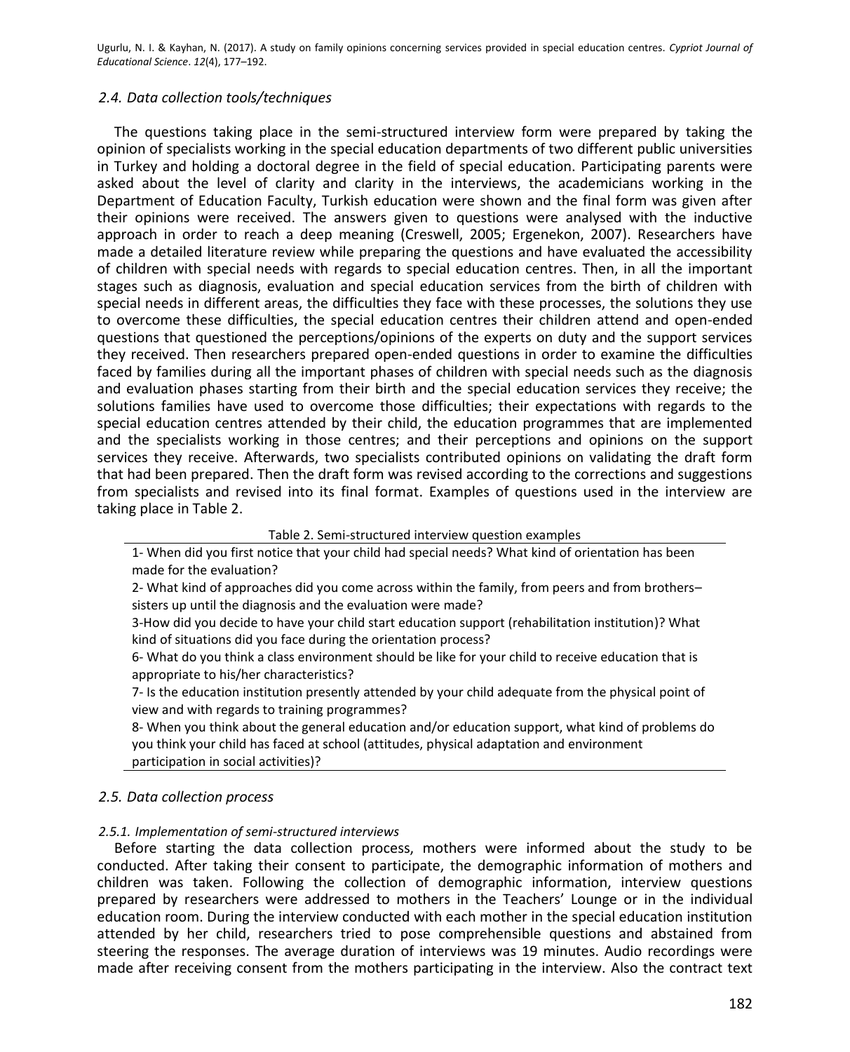### *2.4. Data collection tools/techniques*

The questions taking place in the semi-structured interview form were prepared by taking the opinion of specialists working in the special education departments of two different public universities in Turkey and holding a doctoral degree in the field of special education. Participating parents were asked about the level of clarity and clarity in the interviews, the academicians working in the Department of Education Faculty, Turkish education were shown and the final form was given after their opinions were received. The answers given to questions were analysed with the inductive approach in order to reach a deep meaning (Creswell, 2005; Ergenekon, 2007). Researchers have made a detailed literature review while preparing the questions and have evaluated the accessibility of children with special needs with regards to special education centres. Then, in all the important stages such as diagnosis, evaluation and special education services from the birth of children with special needs in different areas, the difficulties they face with these processes, the solutions they use to overcome these difficulties, the special education centres their children attend and open-ended questions that questioned the perceptions/opinions of the experts on duty and the support services they received. Then researchers prepared open-ended questions in order to examine the difficulties faced by families during all the important phases of children with special needs such as the diagnosis and evaluation phases starting from their birth and the special education services they receive; the solutions families have used to overcome those difficulties; their expectations with regards to the special education centres attended by their child, the education programmes that are implemented and the specialists working in those centres; and their perceptions and opinions on the support services they receive. Afterwards, two specialists contributed opinions on validating the draft form that had been prepared. Then the draft form was revised according to the corrections and suggestions from specialists and revised into its final format. Examples of questions used in the interview are taking place in Table 2.

Table 2. Semi-structured interview question examples

| |
|---|
| 1- When did you first notice that your child had special needs? What kind of orientation has been made for the evaluation? |
| 2- What kind of approaches did you come across within the family, from peers and from brothers–sisters up until the diagnosis and the evaluation were made? |
| 3-How did you decide to have your child start education support (rehabilitation institution)? What kind of situations did you face during the orientation process? |
| 6- What do you think a class environment should be like for your child to receive education that is appropriate to his/her characteristics? |
| 7- Is the education institution presently attended by your child adequate from the physical point of view and with regards to training programmes? |
| 8- When you think about the general education and/or education support, what kind of problems do you think your child has faced at school (attitudes, physical adaptation and environment participation in social activities)? |

### *2.5. Data collection process*

#### *2.5.1. Implementation of semi-structured interviews*

Before starting the data collection process, mothers were informed about the study to be conducted. After taking their consent to participate, the demographic information of mothers and children was taken. Following the collection of demographic information, interview questions prepared by researchers were addressed to mothers in the Teachers' Lounge or in the individual education room. During the interview conducted with each mother in the special education institution attended by her child, researchers tried to pose comprehensible questions and abstained from steering the responses. The average duration of interviews was 19 minutes. Audio recordings were made after receiving consent from the mothers participating in the interview. Also the contract text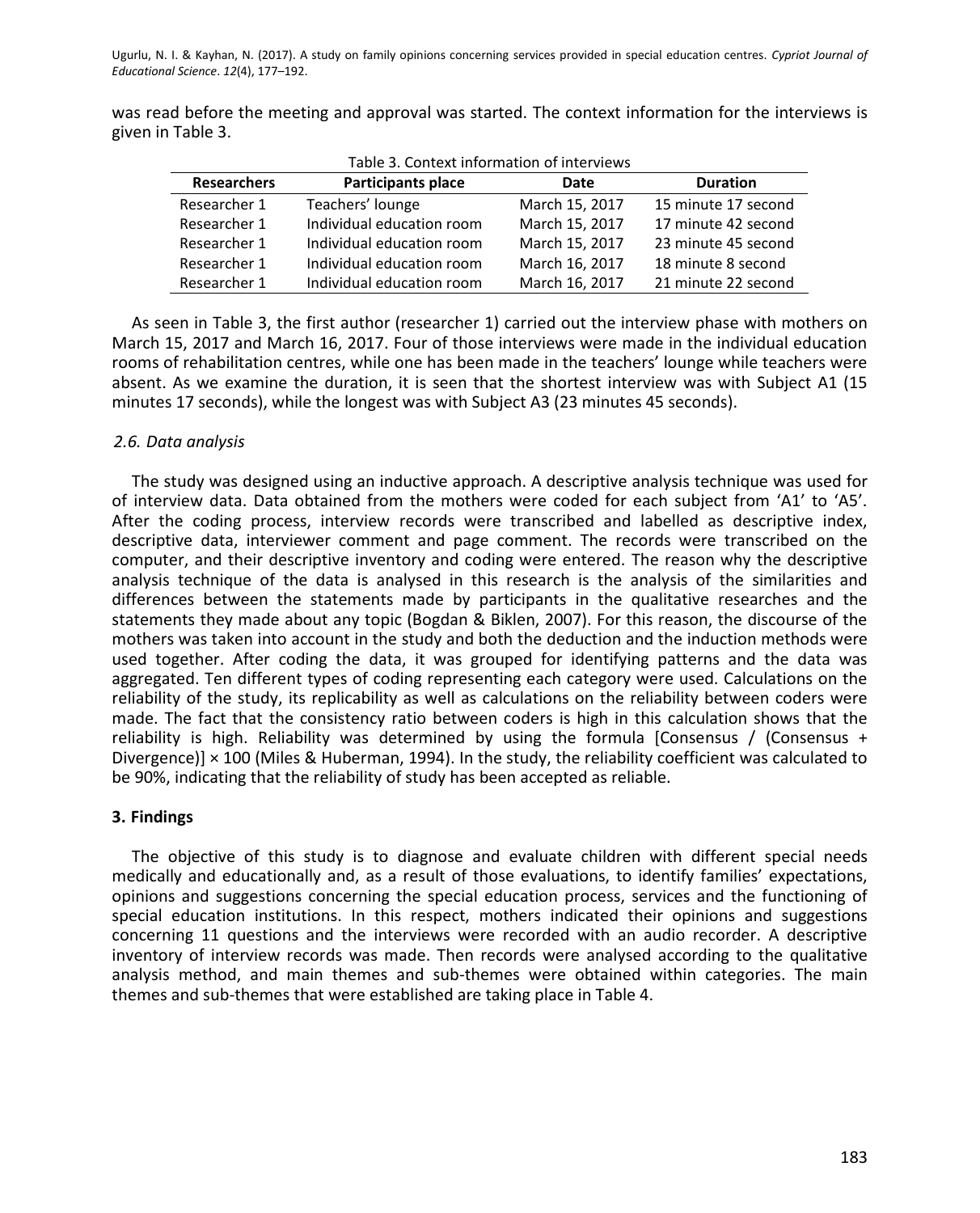was read before the meeting and approval was started. The context information for the interviews is given in Table 3.

Table 3. Context information of interviews

| Researchers | Participants place | Date | Duration |
|---|---|---|---|
| Researcher 1 | Teachers' lounge | March 15, 2017 | 15 minute 17 second |
| Researcher 1 | Individual education room | March 15, 2017 | 17 minute 42 second |
| Researcher 1 | Individual education room | March 15, 2017 | 23 minute 45 second |
| Researcher 1 | Individual education room | March 16, 2017 | 18 minute 8 second |
| Researcher 1 | Individual education room | March 16, 2017 | 21 minute 22 second |

As seen in Table 3, the first author (researcher 1) carried out the interview phase with mothers on March 15, 2017 and March 16, 2017. Four of those interviews were made in the individual education rooms of rehabilitation centres, while one has been made in the teachers' lounge while teachers were absent. As we examine the duration, it is seen that the shortest interview was with Subject A1 (15 minutes 17 seconds), while the longest was with Subject A3 (23 minutes 45 seconds).

### *2.6. Data analysis*

The study was designed using an inductive approach. A descriptive analysis technique was used for of interview data. Data obtained from the mothers were coded for each subject from 'A1' to 'A5'. After the coding process, interview records were transcribed and labelled as descriptive index, descriptive data, interviewer comment and page comment. The records were transcribed on the computer, and their descriptive inventory and coding were entered. The reason why the descriptive analysis technique of the data is analysed in this research is the analysis of the similarities and differences between the statements made by participants in the qualitative researches and the statements they made about any topic (Bogdan & Biklen, 2007). For this reason, the discourse of the mothers was taken into account in the study and both the deduction and the induction methods were used together. After coding the data, it was grouped for identifying patterns and the data was aggregated. Ten different types of coding representing each category were used. Calculations on the reliability of the study, its replicability as well as calculations on the reliability between coders were made. The fact that the consistency ratio between coders is high in this calculation shows that the reliability is high. Reliability was determined by using the formula [Consensus / (Consensus + Divergence)] × 100 (Miles & Huberman, 1994). In the study, the reliability coefficient was calculated to be 90%, indicating that the reliability of study has been accepted as reliable.

## 3. Findings

The objective of this study is to diagnose and evaluate children with different special needs medically and educationally and, as a result of those evaluations, to identify families' expectations, opinions and suggestions concerning the special education process, services and the functioning of special education institutions. In this respect, mothers indicated their opinions and suggestions concerning 11 questions and the interviews were recorded with an audio recorder. A descriptive inventory of interview records was made. Then records were analysed according to the qualitative analysis method, and main themes and sub-themes were obtained within categories. The main themes and sub-themes that were established are taking place in Table 4.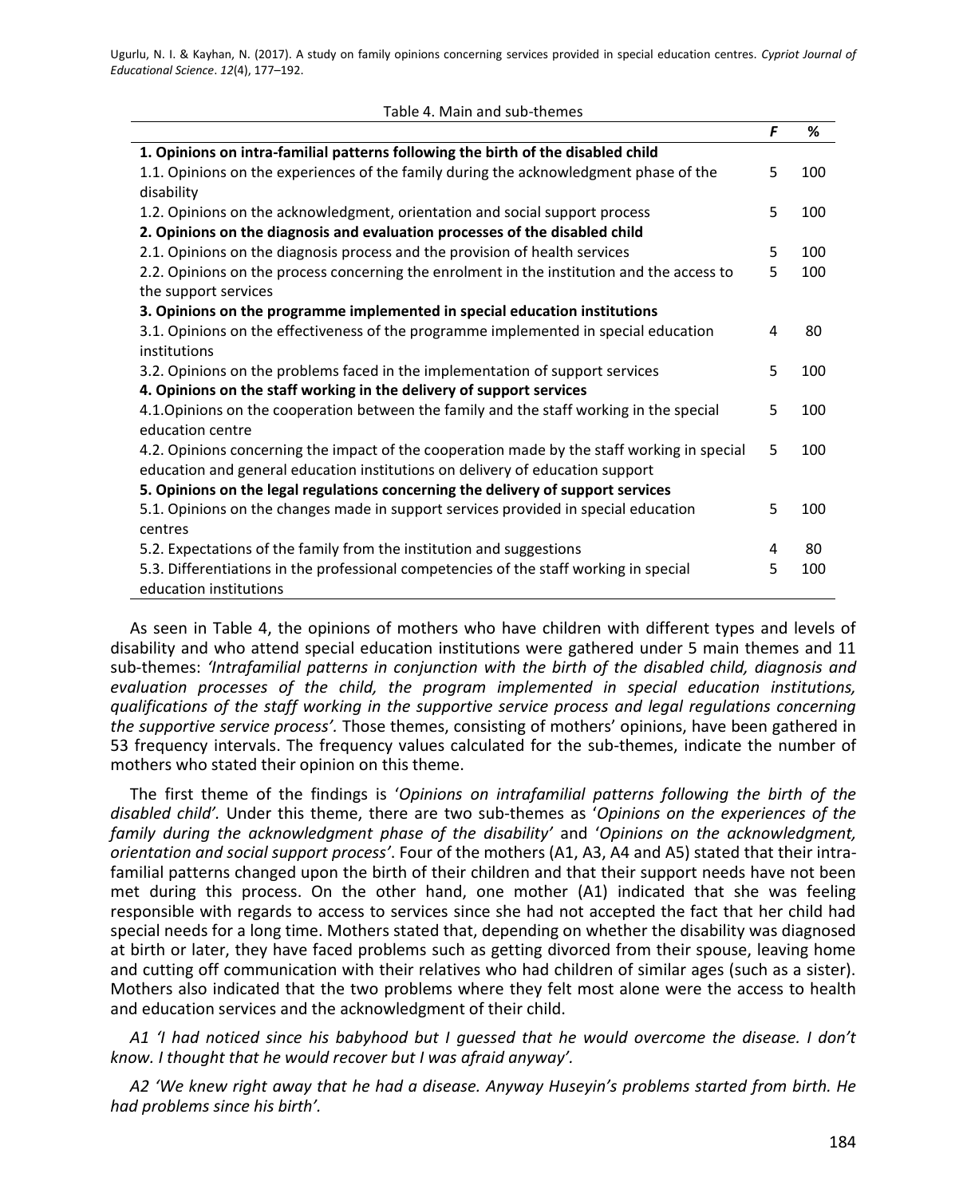Table 4. Main and sub-themes

| | *F* | % |
|---|---|---|
| **1. Opinions on intra-familial patterns following the birth of the disabled child** | | |
| 1.1. Opinions on the experiences of the family during the acknowledgment phase of the disability | 5 | 100 |
| 1.2. Opinions on the acknowledgment, orientation and social support process | 5 | 100 |
| **2. Opinions on the diagnosis and evaluation processes of the disabled child** | | |
| 2.1. Opinions on the diagnosis process and the provision of health services | 5 | 100 |
| 2.2. Opinions on the process concerning the enrolment in the institution and the access to the support services | 5 | 100 |
| **3. Opinions on the programme implemented in special education institutions** | | |
| 3.1. Opinions on the effectiveness of the programme implemented in special education institutions | 4 | 80 |
| 3.2. Opinions on the problems faced in the implementation of support services | 5 | 100 |
| **4. Opinions on the staff working in the delivery of support services** | | |
| 4.1.Opinions on the cooperation between the family and the staff working in the special education centre | 5 | 100 |
| 4.2. Opinions concerning the impact of the cooperation made by the staff working in special education and general education institutions on delivery of education support | 5 | 100 |
| **5. Opinions on the legal regulations concerning the delivery of support services** | | |
| 5.1. Opinions on the changes made in support services provided in special education centres | 5 | 100 |
| 5.2. Expectations of the family from the institution and suggestions | 4 | 80 |
| 5.3. Differentiations in the professional competencies of the staff working in special education institutions | 5 | 100 |

As seen in Table 4, the opinions of mothers who have children with different types and levels of disability and who attend special education institutions were gathered under 5 main themes and 11 sub-themes: *'Intrafamilial patterns in conjunction with the birth of the disabled child, diagnosis and evaluation processes of the child, the program implemented in special education institutions, qualifications of the staff working in the supportive service process and legal regulations concerning the supportive service process'.* Those themes, consisting of mothers' opinions, have been gathered in 53 frequency intervals. The frequency values calculated for the sub-themes, indicate the number of mothers who stated their opinion on this theme.

The first theme of the findings is '*Opinions on intrafamilial patterns following the birth of the disabled child'.* Under this theme, there are two sub-themes as '*Opinions on the experiences of the family during the acknowledgment phase of the disability'* and '*Opinions on the acknowledgment, orientation and social support process'*. Four of the mothers (A1, A3, A4 and A5) stated that their intra-familial patterns changed upon the birth of their children and that their support needs have not been met during this process. On the other hand, one mother (A1) indicated that she was feeling responsible with regards to access to services since she had not accepted the fact that her child had special needs for a long time. Mothers stated that, depending on whether the disability was diagnosed at birth or later, they have faced problems such as getting divorced from their spouse, leaving home and cutting off communication with their relatives who had children of similar ages (such as a sister). Mothers also indicated that the two problems where they felt most alone were the access to health and education services and the acknowledgment of their child.

*A1 'I had noticed since his babyhood but I guessed that he would overcome the disease. I don't know. I thought that he would recover but I was afraid anyway'.*

*A2 'We knew right away that he had a disease. Anyway Huseyin's problems started from birth. He had problems since his birth'.*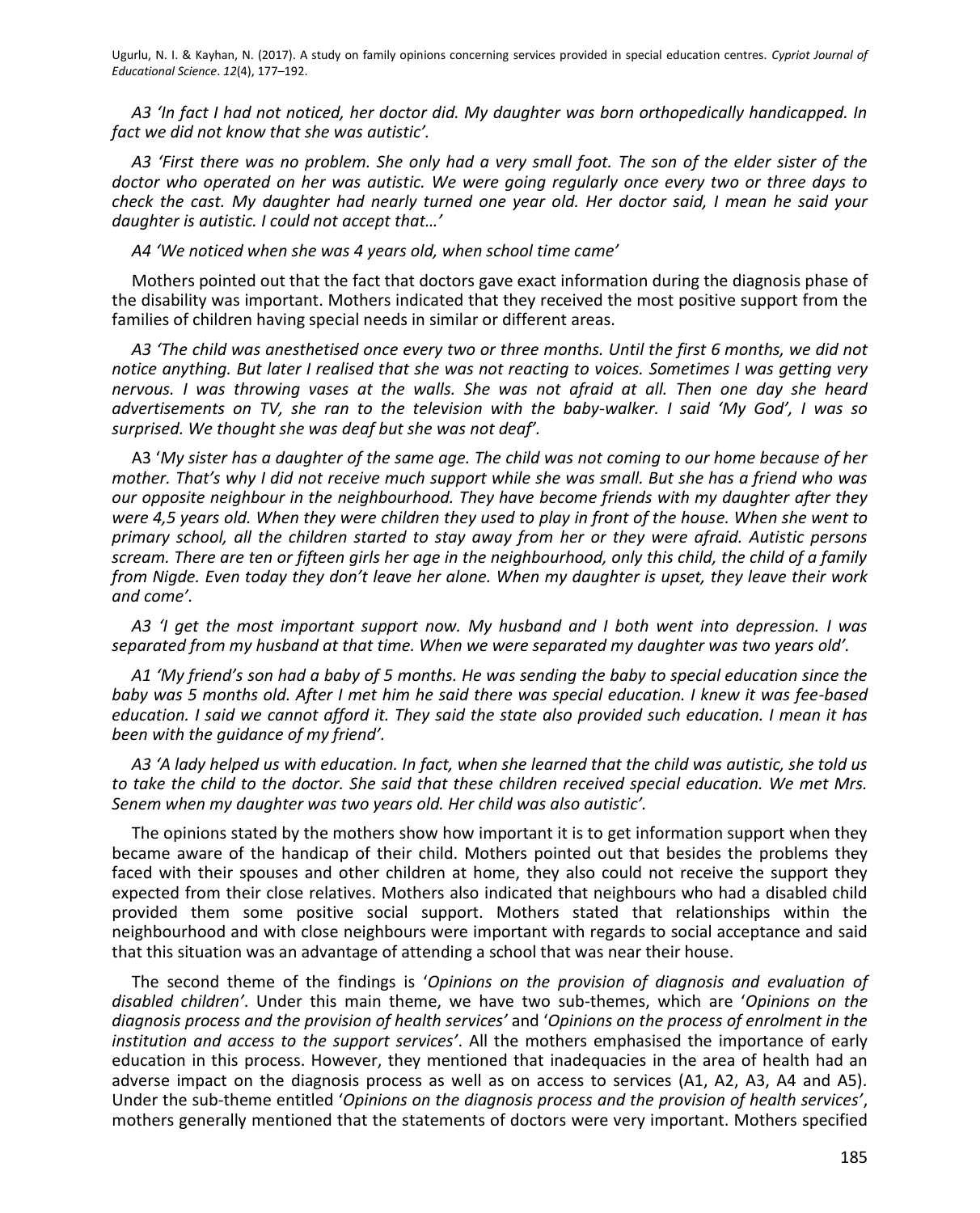*A3 'In fact I had not noticed, her doctor did. My daughter was born orthopedically handicapped. In fact we did not know that she was autistic'.*

*A3 'First there was no problem. She only had a very small foot. The son of the elder sister of the doctor who operated on her was autistic. We were going regularly once every two or three days to check the cast. My daughter had nearly turned one year old. Her doctor said, I mean he said your daughter is autistic. I could not accept that…'*

*A4 'We noticed when she was 4 years old, when school time came'*

Mothers pointed out that the fact that doctors gave exact information during the diagnosis phase of the disability was important. Mothers indicated that they received the most positive support from the families of children having special needs in similar or different areas.

*A3 'The child was anesthetised once every two or three months. Until the first 6 months, we did not notice anything. But later I realised that she was not reacting to voices. Sometimes I was getting very nervous. I was throwing vases at the walls. She was not afraid at all. Then one day she heard advertisements on TV, she ran to the television with the baby-walker. I said 'My God', I was so surprised. We thought she was deaf but she was not deaf'.*

A3 '*My sister has a daughter of the same age. The child was not coming to our home because of her mother. That's why I did not receive much support while she was small. But she has a friend who was our opposite neighbour in the neighbourhood. They have become friends with my daughter after they were 4,5 years old. When they were children they used to play in front of the house. When she went to primary school, all the children started to stay away from her or they were afraid. Autistic persons scream. There are ten or fifteen girls her age in the neighbourhood, only this child, the child of a family from Nigde. Even today they don't leave her alone. When my daughter is upset, they leave their work and come'.*

*A3 'I get the most important support now. My husband and I both went into depression. I was separated from my husband at that time. When we were separated my daughter was two years old'.*

*A1 'My friend's son had a baby of 5 months. He was sending the baby to special education since the baby was 5 months old. After I met him he said there was special education. I knew it was fee-based education. I said we cannot afford it. They said the state also provided such education. I mean it has been with the guidance of my friend'.*

*A3 'A lady helped us with education. In fact, when she learned that the child was autistic, she told us to take the child to the doctor. She said that these children received special education. We met Mrs. Senem when my daughter was two years old. Her child was also autistic'.*

The opinions stated by the mothers show how important it is to get information support when they became aware of the handicap of their child. Mothers pointed out that besides the problems they faced with their spouses and other children at home, they also could not receive the support they expected from their close relatives. Mothers also indicated that neighbours who had a disabled child provided them some positive social support. Mothers stated that relationships within the neighbourhood and with close neighbours were important with regards to social acceptance and said that this situation was an advantage of attending a school that was near their house.

The second theme of the findings is '*Opinions on the provision of diagnosis and evaluation of disabled children*'. Under this main theme, we have two sub-themes, which are '*Opinions on the diagnosis process and the provision of health services*' and '*Opinions on the process of enrolment in the institution and access to the support services*'. All the mothers emphasised the importance of early education in this process. However, they mentioned that inadequacies in the area of health had an adverse impact on the diagnosis process as well as on access to services (A1, A2, A3, A4 and A5). Under the sub-theme entitled '*Opinions on the diagnosis process and the provision of health services*', mothers generally mentioned that the statements of doctors were very important. Mothers specified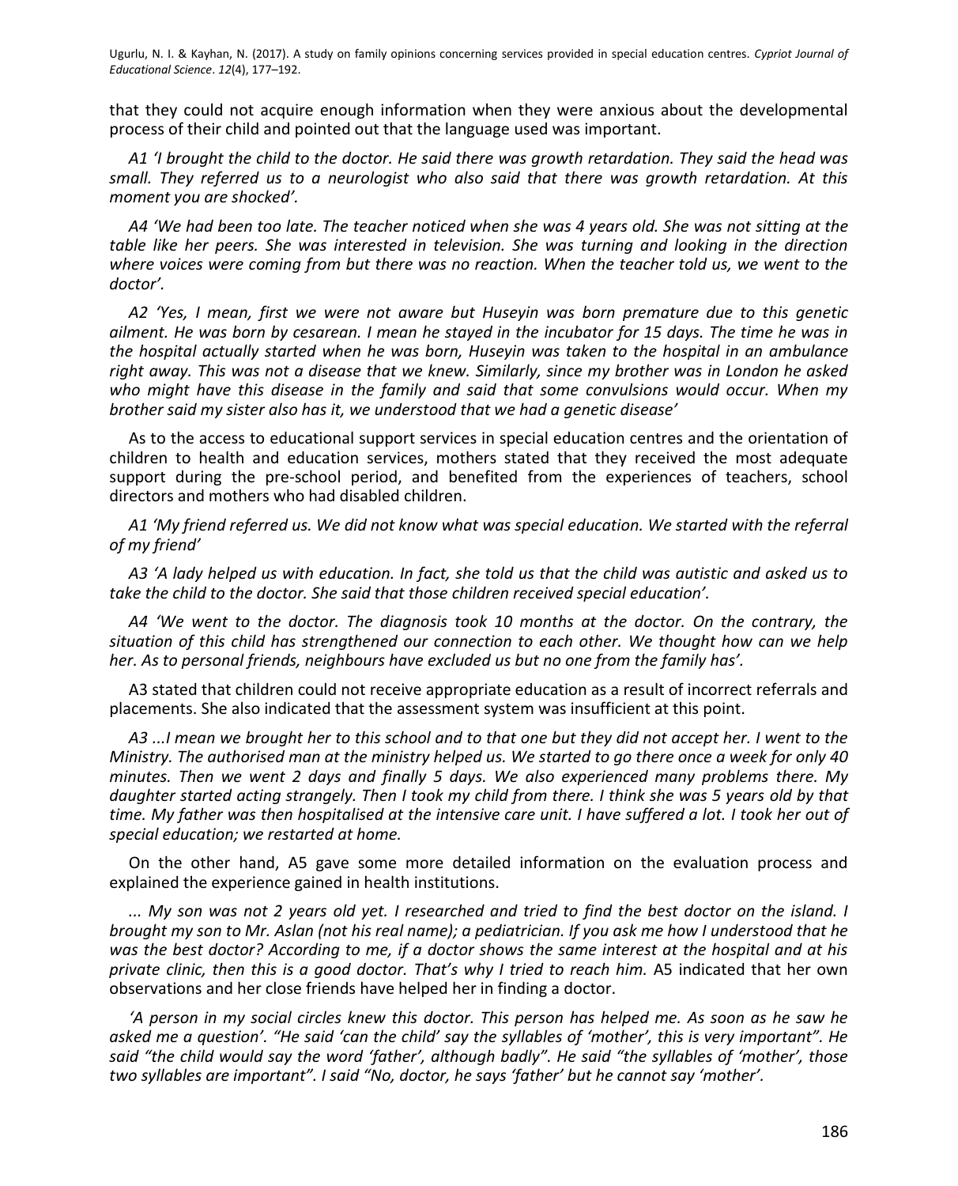that they could not acquire enough information when they were anxious about the developmental process of their child and pointed out that the language used was important.

*A1 'I brought the child to the doctor. He said there was growth retardation. They said the head was small. They referred us to a neurologist who also said that there was growth retardation. At this moment you are shocked'.*

*A4 'We had been too late. The teacher noticed when she was 4 years old. She was not sitting at the table like her peers. She was interested in television. She was turning and looking in the direction where voices were coming from but there was no reaction. When the teacher told us, we went to the doctor'.*

*A2 'Yes, I mean, first we were not aware but Huseyin was born premature due to this genetic ailment. He was born by cesarean. I mean he stayed in the incubator for 15 days. The time he was in the hospital actually started when he was born, Huseyin was taken to the hospital in an ambulance right away. This was not a disease that we knew. Similarly, since my brother was in London he asked who might have this disease in the family and said that some convulsions would occur. When my brother said my sister also has it, we understood that we had a genetic disease'*

As to the access to educational support services in special education centres and the orientation of children to health and education services, mothers stated that they received the most adequate support during the pre-school period, and benefited from the experiences of teachers, school directors and mothers who had disabled children.

*A1 'My friend referred us. We did not know what was special education. We started with the referral of my friend'*

*A3 'A lady helped us with education. In fact, she told us that the child was autistic and asked us to take the child to the doctor. She said that those children received special education'.*

*A4 'We went to the doctor. The diagnosis took 10 months at the doctor. On the contrary, the situation of this child has strengthened our connection to each other. We thought how can we help her. As to personal friends, neighbours have excluded us but no one from the family has'.*

A3 stated that children could not receive appropriate education as a result of incorrect referrals and placements. She also indicated that the assessment system was insufficient at this point.

*A3 ...I mean we brought her to this school and to that one but they did not accept her. I went to the Ministry. The authorised man at the ministry helped us. We started to go there once a week for only 40 minutes. Then we went 2 days and finally 5 days. We also experienced many problems there. My daughter started acting strangely. Then I took my child from there. I think she was 5 years old by that time. My father was then hospitalised at the intensive care unit. I have suffered a lot. I took her out of special education; we restarted at home.*

On the other hand, A5 gave some more detailed information on the evaluation process and explained the experience gained in health institutions.

*... My son was not 2 years old yet. I researched and tried to find the best doctor on the island. I brought my son to Mr. Aslan (not his real name); a pediatrician. If you ask me how I understood that he was the best doctor? According to me, if a doctor shows the same interest at the hospital and at his private clinic, then this is a good doctor. That's why I tried to reach him.* A5 indicated that her own observations and her close friends have helped her in finding a doctor.

*'A person in my social circles knew this doctor. This person has helped me. As soon as he saw he asked me a question'. "He said 'can the child' say the syllables of 'mother', this is very important". He said "the child would say the word 'father', although badly". He said "the syllables of 'mother', those two syllables are important". I said "No, doctor, he says 'father' but he cannot say 'mother'.*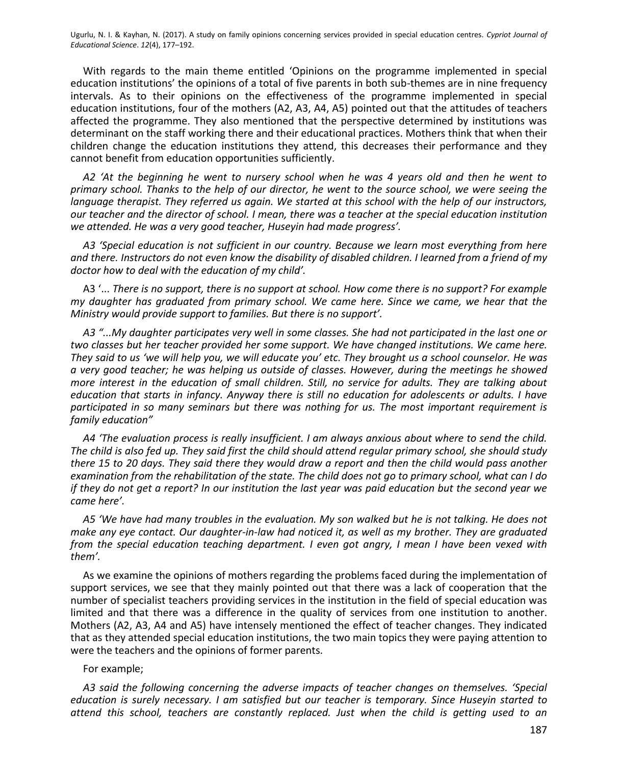With regards to the main theme entitled 'Opinions on the programme implemented in special education institutions' the opinions of a total of five parents in both sub-themes are in nine frequency intervals. As to their opinions on the effectiveness of the programme implemented in special education institutions, four of the mothers (A2, A3, A4, A5) pointed out that the attitudes of teachers affected the programme. They also mentioned that the perspective determined by institutions was determinant on the staff working there and their educational practices. Mothers think that when their children change the education institutions they attend, this decreases their performance and they cannot benefit from education opportunities sufficiently.

*A2 'At the beginning he went to nursery school when he was 4 years old and then he went to primary school. Thanks to the help of our director, he went to the source school, we were seeing the language therapist. They referred us again. We started at this school with the help of our instructors, our teacher and the director of school. I mean, there was a teacher at the special education institution we attended. He was a very good teacher, Huseyin had made progress'.*

*A3 'Special education is not sufficient in our country. Because we learn most everything from here and there. Instructors do not even know the disability of disabled children. I learned from a friend of my doctor how to deal with the education of my child'.*

A3 '... *There is no support, there is no support at school. How come there is no support? For example my daughter has graduated from primary school. We came here. Since we came, we hear that the Ministry would provide support to families. But there is no support'.*

*A3 "...My daughter participates very well in some classes. She had not participated in the last one or two classes but her teacher provided her some support. We have changed institutions. We came here. They said to us 'we will help you, we will educate you' etc. They brought us a school counselor. He was a very good teacher; he was helping us outside of classes. However, during the meetings he showed more interest in the education of small children. Still, no service for adults. They are talking about education that starts in infancy. Anyway there is still no education for adolescents or adults. I have participated in so many seminars but there was nothing for us. The most important requirement is family education"*

*A4 'The evaluation process is really insufficient. I am always anxious about where to send the child. The child is also fed up. They said first the child should attend regular primary school, she should study there 15 to 20 days. They said there they would draw a report and then the child would pass another examination from the rehabilitation of the state. The child does not go to primary school, what can I do if they do not get a report? In our institution the last year was paid education but the second year we came here'.*

*A5 'We have had many troubles in the evaluation. My son walked but he is not talking. He does not make any eye contact. Our daughter-in-law had noticed it, as well as my brother. They are graduated from the special education teaching department. I even got angry, I mean I have been vexed with them'.*

As we examine the opinions of mothers regarding the problems faced during the implementation of support services, we see that they mainly pointed out that there was a lack of cooperation that the number of specialist teachers providing services in the institution in the field of special education was limited and that there was a difference in the quality of services from one institution to another. Mothers (A2, A3, A4 and A5) have intensely mentioned the effect of teacher changes. They indicated that as they attended special education institutions, the two main topics they were paying attention to were the teachers and the opinions of former parents.

For example;

*A3 said the following concerning the adverse impacts of teacher changes on themselves. 'Special education is surely necessary. I am satisfied but our teacher is temporary. Since Huseyin started to attend this school, teachers are constantly replaced. Just when the child is getting used to an*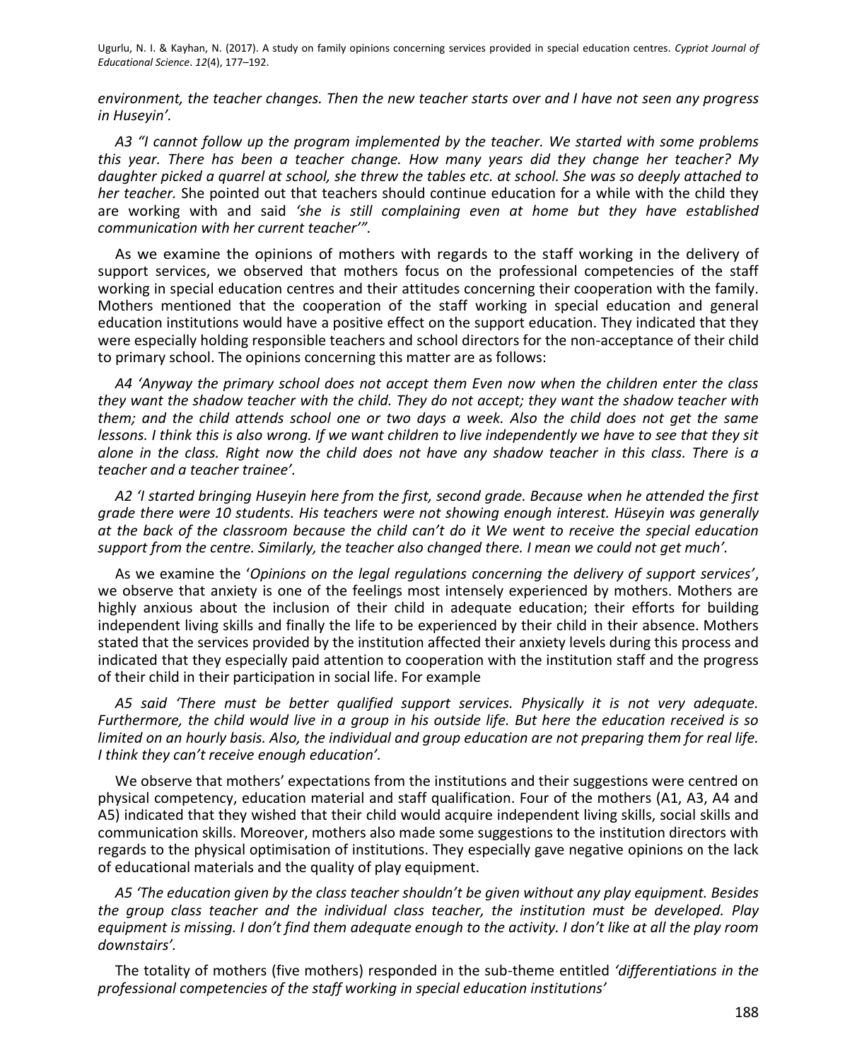*environment, the teacher changes. Then the new teacher starts over and I have not seen any progress in Huseyin'.*

*A3 "I cannot follow up the program implemented by the teacher. We started with some problems this year. There has been a teacher change. How many years did they change her teacher? My daughter picked a quarrel at school, she threw the tables etc. at school. She was so deeply attached to her teacher.* She pointed out that teachers should continue education for a while with the child they are working with and said *'she is still complaining even at home but they have established communication with her current teacher'".*

As we examine the opinions of mothers with regards to the staff working in the delivery of support services, we observed that mothers focus on the professional competencies of the staff working in special education centres and their attitudes concerning their cooperation with the family. Mothers mentioned that the cooperation of the staff working in special education and general education institutions would have a positive effect on the support education. They indicated that they were especially holding responsible teachers and school directors for the non-acceptance of their child to primary school. The opinions concerning this matter are as follows:

*A4 'Anyway the primary school does not accept them Even now when the children enter the class they want the shadow teacher with the child. They do not accept; they want the shadow teacher with them; and the child attends school one or two days a week. Also the child does not get the same lessons. I think this is also wrong. If we want children to live independently we have to see that they sit alone in the class. Right now the child does not have any shadow teacher in this class. There is a teacher and a teacher trainee'.*

*A2 'I started bringing Huseyin here from the first, second grade. Because when he attended the first grade there were 10 students. His teachers were not showing enough interest. Hüseyin was generally at the back of the classroom because the child can't do it We went to receive the special education support from the centre. Similarly, the teacher also changed there. I mean we could not get much'.*

As we examine the '*Opinions on the legal regulations concerning the delivery of support services*', we observe that anxiety is one of the feelings most intensely experienced by mothers. Mothers are highly anxious about the inclusion of their child in adequate education; their efforts for building independent living skills and finally the life to be experienced by their child in their absence. Mothers stated that the services provided by the institution affected their anxiety levels during this process and indicated that they especially paid attention to cooperation with the institution staff and the progress of their child in their participation in social life. For example

*A5 said 'There must be better qualified support services. Physically it is not very adequate. Furthermore, the child would live in a group in his outside life. But here the education received is so limited on an hourly basis. Also, the individual and group education are not preparing them for real life. I think they can't receive enough education'.*

We observe that mothers' expectations from the institutions and their suggestions were centred on physical competency, education material and staff qualification. Four of the mothers (A1, A3, A4 and A5) indicated that they wished that their child would acquire independent living skills, social skills and communication skills. Moreover, mothers also made some suggestions to the institution directors with regards to the physical optimisation of institutions. They especially gave negative opinions on the lack of educational materials and the quality of play equipment.

*A5 'The education given by the class teacher shouldn't be given without any play equipment. Besides the group class teacher and the individual class teacher, the institution must be developed. Play equipment is missing. I don't find them adequate enough to the activity. I don't like at all the play room downstairs'.*

The totality of mothers (five mothers) responded in the sub-theme entitled *'differentiations in the professional competencies of the staff working in special education institutions'*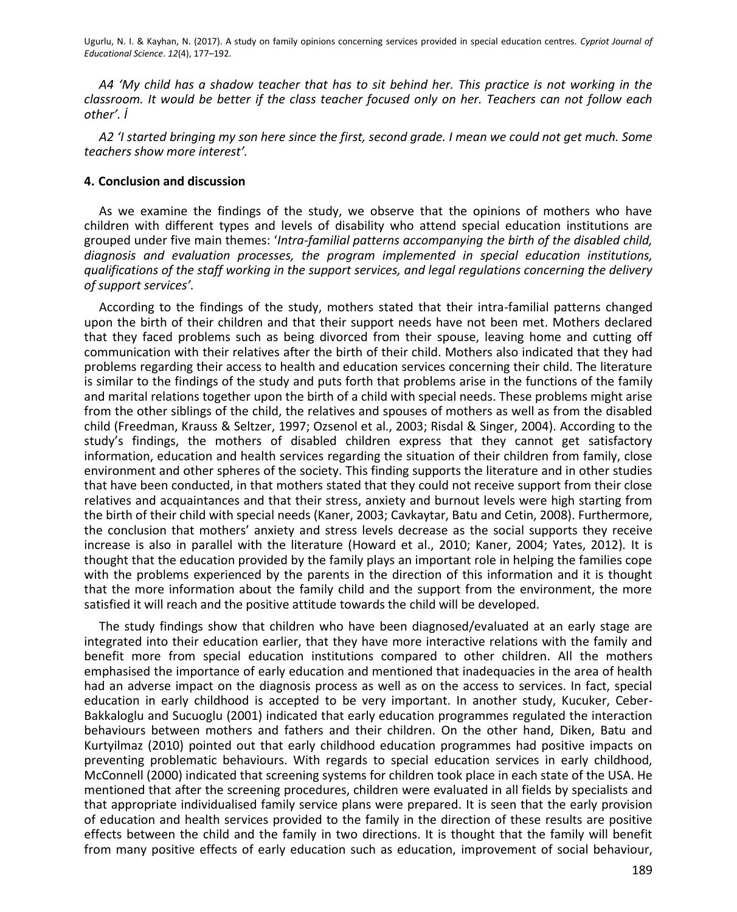*A4 'My child has a shadow teacher that has to sit behind her. This practice is not working in the classroom. It would be better if the class teacher focused only on her. Teachers can not follow each other'. İ*

*A2 'I started bringing my son here since the first, second grade. I mean we could not get much. Some teachers show more interest'.*

## 4. Conclusion and discussion

As we examine the findings of the study, we observe that the opinions of mothers who have children with different types and levels of disability who attend special education institutions are grouped under five main themes: '*Intra-familial patterns accompanying the birth of the disabled child, diagnosis and evaluation processes, the program implemented in special education institutions, qualifications of the staff working in the support services, and legal regulations concerning the delivery of support services'.*

According to the findings of the study, mothers stated that their intra-familial patterns changed upon the birth of their children and that their support needs have not been met. Mothers declared that they faced problems such as being divorced from their spouse, leaving home and cutting off communication with their relatives after the birth of their child. Mothers also indicated that they had problems regarding their access to health and education services concerning their child. The literature is similar to the findings of the study and puts forth that problems arise in the functions of the family and marital relations together upon the birth of a child with special needs. These problems might arise from the other siblings of the child, the relatives and spouses of mothers as well as from the disabled child (Freedman, Krauss & Seltzer, 1997; Ozsenol et al., 2003; Risdal & Singer, 2004). According to the study's findings, the mothers of disabled children express that they cannot get satisfactory information, education and health services regarding the situation of their children from family, close environment and other spheres of the society. This finding supports the literature and in other studies that have been conducted, in that mothers stated that they could not receive support from their close relatives and acquaintances and that their stress, anxiety and burnout levels were high starting from the birth of their child with special needs (Kaner, 2003; Cavkaytar, Batu and Cetin, 2008). Furthermore, the conclusion that mothers' anxiety and stress levels decrease as the social supports they receive increase is also in parallel with the literature (Howard et al., 2010; Kaner, 2004; Yates, 2012). It is thought that the education provided by the family plays an important role in helping the families cope with the problems experienced by the parents in the direction of this information and it is thought that the more information about the family child and the support from the environment, the more satisfied it will reach and the positive attitude towards the child will be developed.

The study findings show that children who have been diagnosed/evaluated at an early stage are integrated into their education earlier, that they have more interactive relations with the family and benefit more from special education institutions compared to other children. All the mothers emphasised the importance of early education and mentioned that inadequacies in the area of health had an adverse impact on the diagnosis process as well as on the access to services. In fact, special education in early childhood is accepted to be very important. In another study, Kucuker, Ceber-Bakkaloglu and Sucuoglu (2001) indicated that early education programmes regulated the interaction behaviours between mothers and fathers and their children. On the other hand, Diken, Batu and Kurtyilmaz (2010) pointed out that early childhood education programmes had positive impacts on preventing problematic behaviours. With regards to special education services in early childhood, McConnell (2000) indicated that screening systems for children took place in each state of the USA. He mentioned that after the screening procedures, children were evaluated in all fields by specialists and that appropriate individualised family service plans were prepared. It is seen that the early provision of education and health services provided to the family in the direction of these results are positive effects between the child and the family in two directions. It is thought that the family will benefit from many positive effects of early education such as education, improvement of social behaviour,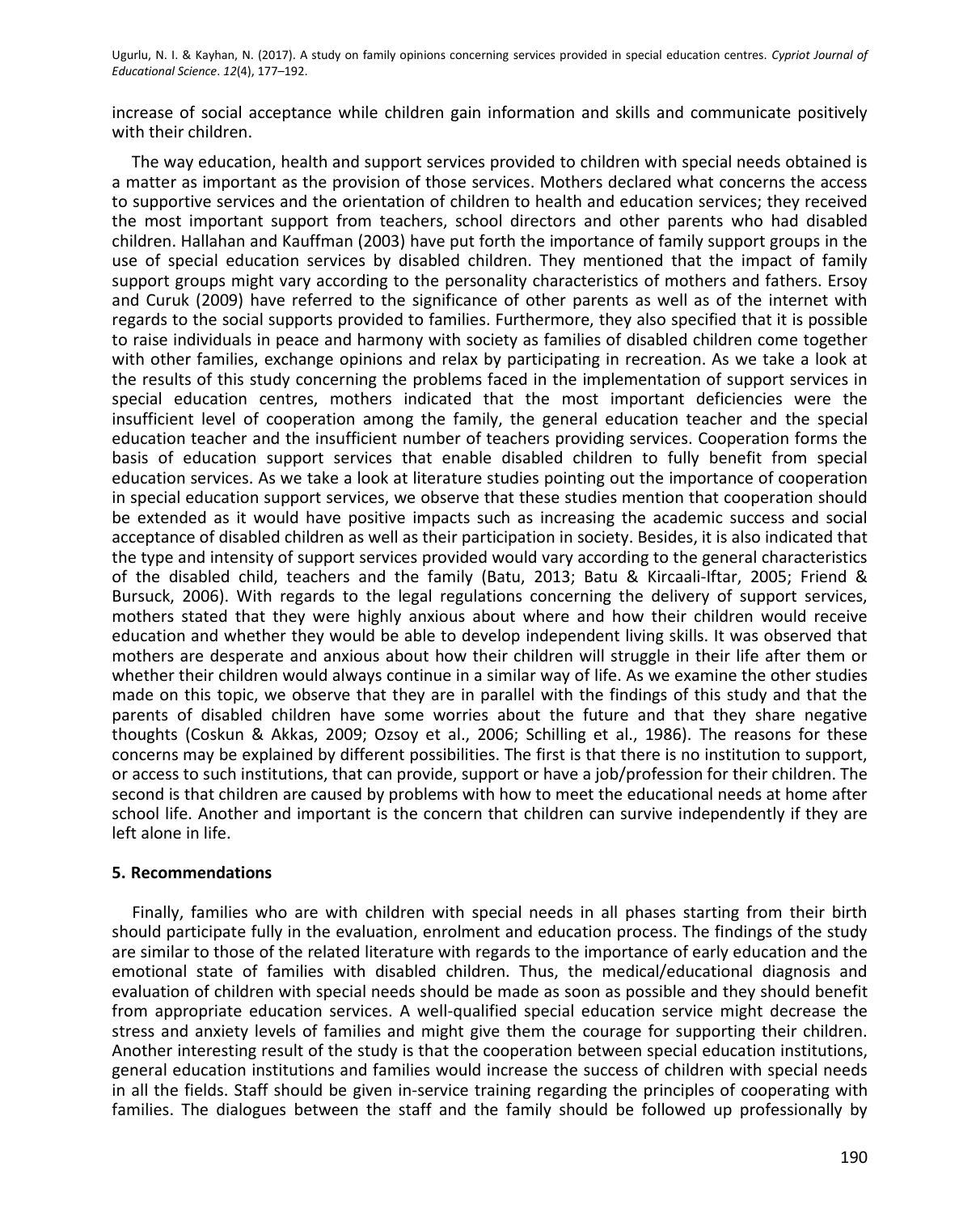increase of social acceptance while children gain information and skills and communicate positively with their children.

The way education, health and support services provided to children with special needs obtained is a matter as important as the provision of those services. Mothers declared what concerns the access to supportive services and the orientation of children to health and education services; they received the most important support from teachers, school directors and other parents who had disabled children. Hallahan and Kauffman (2003) have put forth the importance of family support groups in the use of special education services by disabled children. They mentioned that the impact of family support groups might vary according to the personality characteristics of mothers and fathers. Ersoy and Curuk (2009) have referred to the significance of other parents as well as of the internet with regards to the social supports provided to families. Furthermore, they also specified that it is possible to raise individuals in peace and harmony with society as families of disabled children come together with other families, exchange opinions and relax by participating in recreation. As we take a look at the results of this study concerning the problems faced in the implementation of support services in special education centres, mothers indicated that the most important deficiencies were the insufficient level of cooperation among the family, the general education teacher and the special education teacher and the insufficient number of teachers providing services. Cooperation forms the basis of education support services that enable disabled children to fully benefit from special education services. As we take a look at literature studies pointing out the importance of cooperation in special education support services, we observe that these studies mention that cooperation should be extended as it would have positive impacts such as increasing the academic success and social acceptance of disabled children as well as their participation in society. Besides, it is also indicated that the type and intensity of support services provided would vary according to the general characteristics of the disabled child, teachers and the family (Batu, 2013; Batu & Kircaali-Iftar, 2005; Friend & Bursuck, 2006). With regards to the legal regulations concerning the delivery of support services, mothers stated that they were highly anxious about where and how their children would receive education and whether they would be able to develop independent living skills. It was observed that mothers are desperate and anxious about how their children will struggle in their life after them or whether their children would always continue in a similar way of life. As we examine the other studies made on this topic, we observe that they are in parallel with the findings of this study and that the parents of disabled children have some worries about the future and that they share negative thoughts (Coskun & Akkas, 2009; Ozsoy et al., 2006; Schilling et al., 1986). The reasons for these concerns may be explained by different possibilities. The first is that there is no institution to support, or access to such institutions, that can provide, support or have a job/profession for their children. The second is that children are caused by problems with how to meet the educational needs at home after school life. Another and important is the concern that children can survive independently if they are left alone in life.

## 5. Recommendations

Finally, families who are with children with special needs in all phases starting from their birth should participate fully in the evaluation, enrolment and education process. The findings of the study are similar to those of the related literature with regards to the importance of early education and the emotional state of families with disabled children. Thus, the medical/educational diagnosis and evaluation of children with special needs should be made as soon as possible and they should benefit from appropriate education services. A well-qualified special education service might decrease the stress and anxiety levels of families and might give them the courage for supporting their children. Another interesting result of the study is that the cooperation between special education institutions, general education institutions and families would increase the success of children with special needs in all the fields. Staff should be given in-service training regarding the principles of cooperating with families. The dialogues between the staff and the family should be followed up professionally by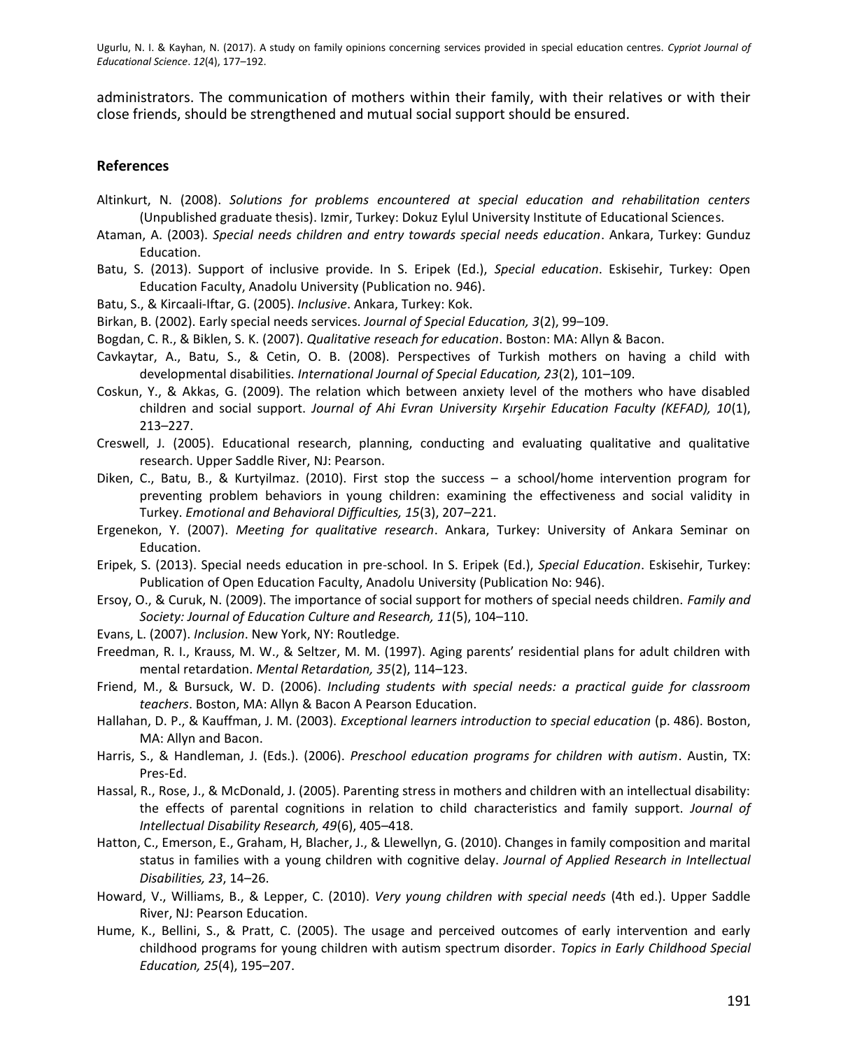administrators. The communication of mothers within their family, with their relatives or with their close friends, should be strengthened and mutual social support should be ensured.

## References

Altinkurt, N. (2008). *Solutions for problems encountered at special education and rehabilitation centers* (Unpublished graduate thesis). Izmir, Turkey: Dokuz Eylul University Institute of Educational Sciences.

Ataman, A. (2003). *Special needs children and entry towards special needs education*. Ankara, Turkey: Gunduz Education.

Batu, S. (2013). Support of inclusive provide. In S. Eripek (Ed.), *Special education*. Eskisehir, Turkey: Open Education Faculty, Anadolu University (Publication no. 946).

Batu, S., & Kircaali-Iftar, G. (2005). *Inclusive*. Ankara, Turkey: Kok.

Birkan, B. (2002). Early special needs services. *Journal of Special Education, 3*(2), 99–109.

Bogdan, C. R., & Biklen, S. K. (2007). *Qualitative reseach for education*. Boston: MA: Allyn & Bacon.

Cavkaytar, A., Batu, S., & Cetin, O. B. (2008). Perspectives of Turkish mothers on having a child with developmental disabilities. *International Journal of Special Education, 23*(2), 101–109.

Coskun, Y., & Akkas, G. (2009). The relation which between anxiety level of the mothers who have disabled children and social support. *Journal of Ahi Evran University Kırşehir Education Faculty (KEFAD), 10*(1), 213–227.

Creswell, J. (2005). Educational research, planning, conducting and evaluating qualitative and qualitative research. Upper Saddle River, NJ: Pearson.

Diken, C., Batu, B., & Kurtyilmaz. (2010). First stop the success – a school/home intervention program for preventing problem behaviors in young children: examining the effectiveness and social validity in Turkey. *Emotional and Behavioral Difficulties, 15*(3), 207–221.

Ergenekon, Y. (2007). *Meeting for qualitative research*. Ankara, Turkey: University of Ankara Seminar on Education.

Eripek, S. (2013). Special needs education in pre-school. In S. Eripek (Ed.), *Special Education*. Eskisehir, Turkey: Publication of Open Education Faculty, Anadolu University (Publication No: 946).

Ersoy, O., & Curuk, N. (2009). The importance of social support for mothers of special needs children. *Family and Society: Journal of Education Culture and Research, 11*(5), 104–110.

Evans, L. (2007). *Inclusion*. New York, NY: Routledge.

Freedman, R. I., Krauss, M. W., & Seltzer, M. M. (1997). Aging parents' residential plans for adult children with mental retardation. *Mental Retardation, 35*(2), 114–123.

Friend, M., & Bursuck, W. D. (2006). *Including students with special needs: a practical guide for classroom teachers*. Boston, MA: Allyn & Bacon A Pearson Education.

Hallahan, D. P., & Kauffman, J. M. (2003). *Exceptional learners introduction to special education* (p. 486). Boston, MA: Allyn and Bacon.

Harris, S., & Handleman, J. (Eds.). (2006). *Preschool education programs for children with autism*. Austin, TX: Pres-Ed.

Hassal, R., Rose, J., & McDonald, J. (2005). Parenting stress in mothers and children with an intellectual disability: the effects of parental cognitions in relation to child characteristics and family support. *Journal of Intellectual Disability Research, 49*(6), 405–418.

Hatton, C., Emerson, E., Graham, H, Blacher, J., & Llewellyn, G. (2010). Changes in family composition and marital status in families with a young children with cognitive delay. *Journal of Applied Research in Intellectual Disabilities, 23*, 14–26.

Howard, V., Williams, B., & Lepper, C. (2010). *Very young children with special needs* (4th ed.). Upper Saddle River, NJ: Pearson Education.

Hume, K., Bellini, S., & Pratt, C. (2005). The usage and perceived outcomes of early intervention and early childhood programs for young children with autism spectrum disorder. *Topics in Early Childhood Special Education, 25*(4), 195–207.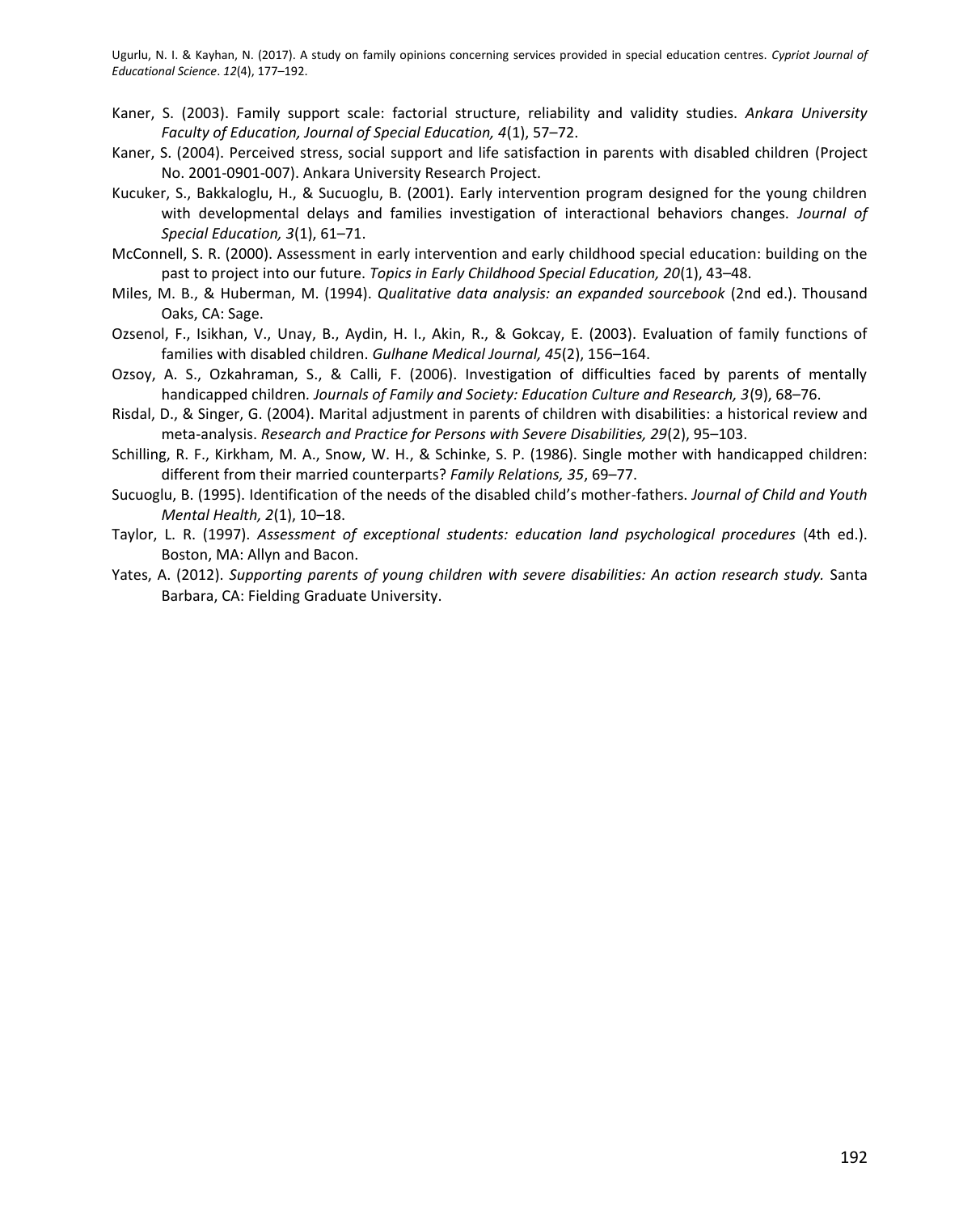Kaner, S. (2003). Family support scale: factorial structure, reliability and validity studies. *Ankara University Faculty of Education, Journal of Special Education, 4*(1), 57–72.

Kaner, S. (2004). Perceived stress, social support and life satisfaction in parents with disabled children (Project No. 2001-0901-007). Ankara University Research Project.

Kucuker, S., Bakkaloglu, H., & Sucuoglu, B. (2001). Early intervention program designed for the young children with developmental delays and families investigation of interactional behaviors changes. *Journal of Special Education, 3*(1), 61–71.

McConnell, S. R. (2000). Assessment in early intervention and early childhood special education: building on the past to project into our future. *Topics in Early Childhood Special Education, 20*(1), 43–48.

Miles, M. B., & Huberman, M. (1994). *Qualitative data analysis: an expanded sourcebook* (2nd ed.). Thousand Oaks, CA: Sage.

Ozsenol, F., Isikhan, V., Unay, B., Aydin, H. I., Akin, R., & Gokcay, E. (2003). Evaluation of family functions of families with disabled children. *Gulhane Medical Journal, 45*(2), 156–164.

Ozsoy, A. S., Ozkahraman, S., & Calli, F. (2006). Investigation of difficulties faced by parents of mentally handicapped children. *Journals of Family and Society: Education Culture and Research, 3*(9), 68–76.

Risdal, D., & Singer, G. (2004). Marital adjustment in parents of children with disabilities: a historical review and meta-analysis. *Research and Practice for Persons with Severe Disabilities, 29*(2), 95–103.

Schilling, R. F., Kirkham, M. A., Snow, W. H., & Schinke, S. P. (1986). Single mother with handicapped children: different from their married counterparts? *Family Relations, 35*, 69–77.

Sucuoglu, B. (1995). Identification of the needs of the disabled child's mother-fathers. *Journal of Child and Youth Mental Health, 2*(1), 10–18.

Taylor, L. R. (1997). *Assessment of exceptional students: education land psychological procedures* (4th ed.). Boston, MA: Allyn and Bacon.

Yates, A. (2012). *Supporting parents of young children with severe disabilities: An action research study.* Santa Barbara, CA: Fielding Graduate University.